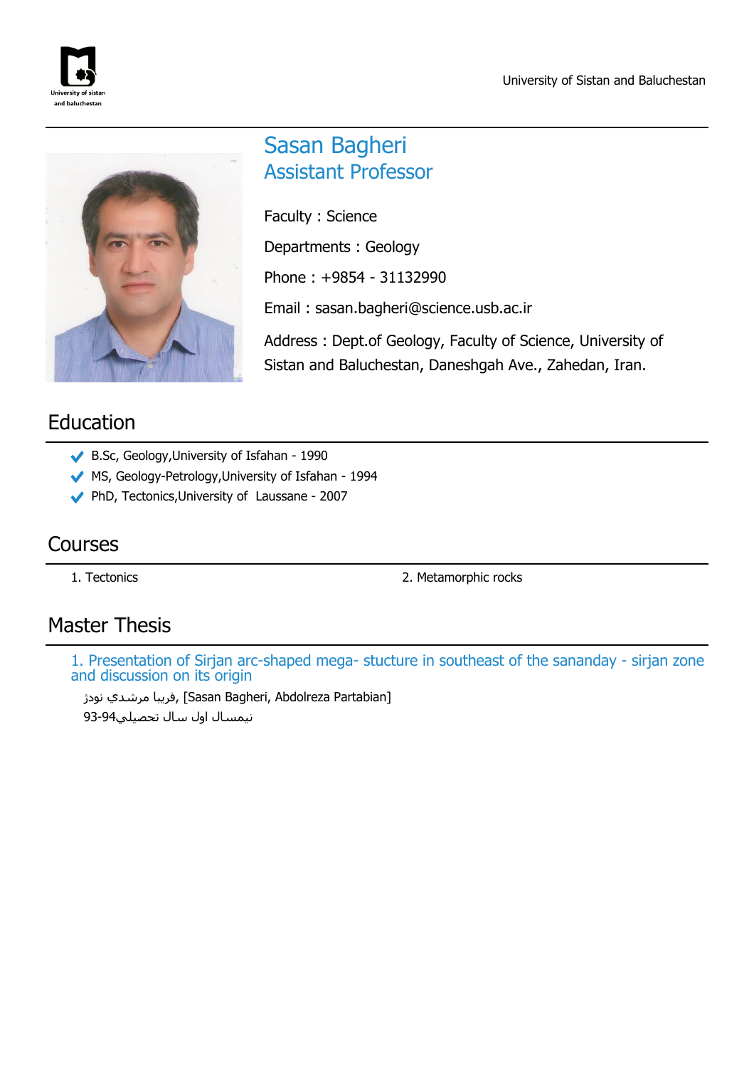# Sasan Bagheri
## Assistant Professor

Faculty : Science

Departments : Geology

Phone : +9854 - 31132990

Email : sasan.bagheri@science.usb.ac.ir

Address : Dept.of Geology, Faculty of Science, University of Sistan and Baluchestan, Daneshgah Ave., Zahedan, Iran.

## Education

- B.Sc, Geology,University of Isfahan - 1990
- MS, Geology-Petrology,University of Isfahan - 1994
- PhD, Tectonics,University of Laussane - 2007

## Courses

1. Tectonics
2. Metamorphic rocks

## Master Thesis

1. Presentation of Sirjan arc-shaped mega- stucture in southeast of the sananday - sirjan zone and discussion on its origin

   فريبا مرشدي نودژ, [Sasan Bagheri, Abdolreza Partabian]

   نيمسال اول سال تحصيلي94-93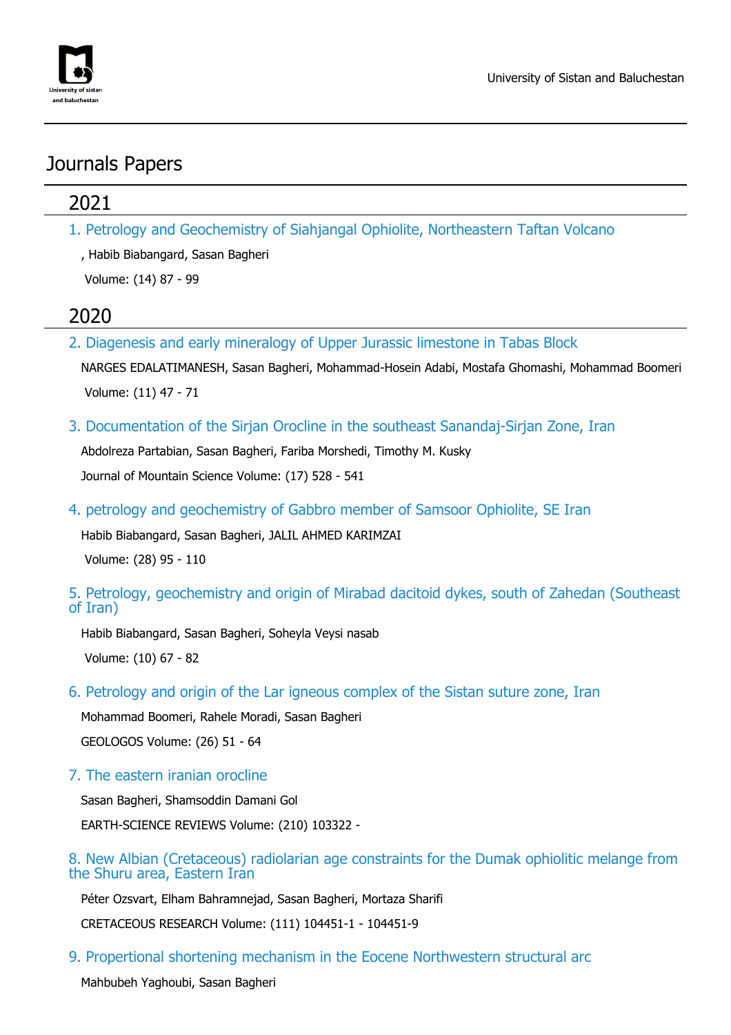# Journals Papers

## 2021

### 1. Petrology and Geochemistry of Siahjangal Ophiolite, Northeastern Taftan Volcano

, Habib Biabangard, Sasan Bagheri

Volume: (14) 87 - 99

## 2020

### 2. Diagenesis and early mineralogy of Upper Jurassic limestone in Tabas Block

NARGES EDALATIMANESH, Sasan Bagheri, Mohammad-Hosein Adabi, Mostafa Ghomashi, Mohammad Boomeri

Volume: (11) 47 - 71

### 3. Documentation of the Sirjan Orocline in the southeast Sanandaj-Sirjan Zone, Iran

Abdolreza Partabian, Sasan Bagheri, Fariba Morshedi, Timothy M. Kusky

Journal of Mountain Science Volume: (17) 528 - 541

### 4. petrology and geochemistry of Gabbro member of Samsoor Ophiolite, SE Iran

Habib Biabangard, Sasan Bagheri, JALIL AHMED KARIMZAI

Volume: (28) 95 - 110

### 5. Petrology, geochemistry and origin of Mirabad dacitoid dykes, south of Zahedan (Southeast of Iran)

Habib Biabangard, Sasan Bagheri, Soheyla Veysi nasab

Volume: (10) 67 - 82

### 6. Petrology and origin of the Lar igneous complex of the Sistan suture zone, Iran

Mohammad Boomeri, Rahele Moradi, Sasan Bagheri

GEOLOGOS Volume: (26) 51 - 64

### 7. The eastern iranian orocline

Sasan Bagheri, Shamsoddin Damani Gol

EARTH-SCIENCE REVIEWS Volume: (210) 103322 -

### 8. New Albian (Cretaceous) radiolarian age constraints for the Dumak ophiolitic melange from the Shuru area, Eastern Iran

Péter Ozsvart, Elham Bahramnejad, Sasan Bagheri, Mortaza Sharifi

CRETACEOUS RESEARCH Volume: (111) 104451-1 - 104451-9

### 9. Propertional shortening mechanism in the Eocene Northwestern structural arc

Mahbubeh Yaghoubi, Sasan Bagheri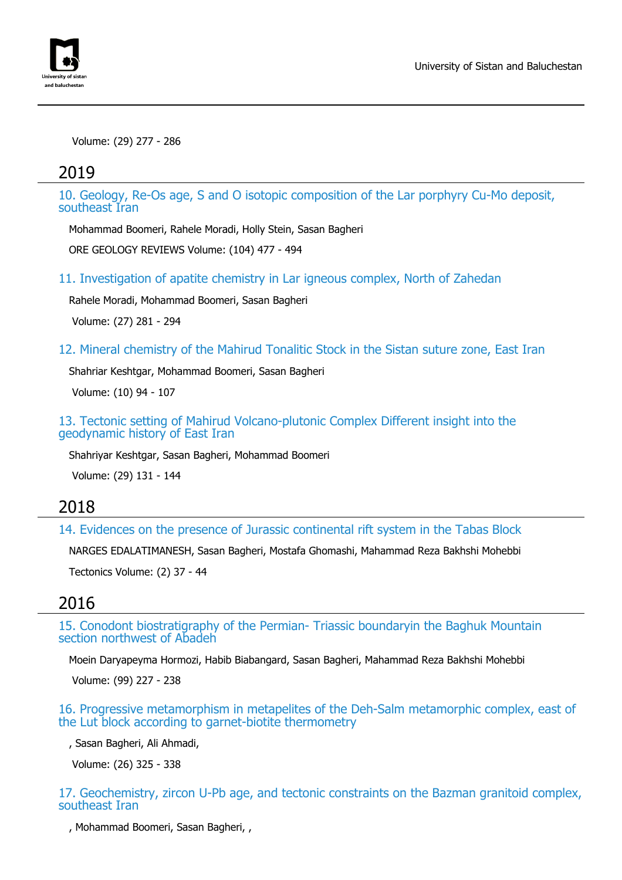Volume: (29) 277 - 286

## 2019

### 10. Geology, Re-Os age, S and O isotopic composition of the Lar porphyry Cu-Mo deposit, southeast Iran

Mohammad Boomeri, Rahele Moradi, Holly Stein, Sasan Bagheri

ORE GEOLOGY REVIEWS Volume: (104) 477 - 494

### 11. Investigation of apatite chemistry in Lar igneous complex, North of Zahedan

Rahele Moradi, Mohammad Boomeri, Sasan Bagheri

Volume: (27) 281 - 294

### 12. Mineral chemistry of the Mahirud Tonalitic Stock in the Sistan suture zone, East Iran

Shahriar Keshtgar, Mohammad Boomeri, Sasan Bagheri

Volume: (10) 94 - 107

### 13. Tectonic setting of Mahirud Volcano-plutonic Complex Different insight into the geodynamic history of East Iran

Shahriyar Keshtgar, Sasan Bagheri, Mohammad Boomeri

Volume: (29) 131 - 144

## 2018

### 14. Evidences on the presence of Jurassic continental rift system in the Tabas Block

NARGES EDALATIMANESH, Sasan Bagheri, Mostafa Ghomashi, Mahammad Reza Bakhshi Mohebbi

Tectonics Volume: (2) 37 - 44

## 2016

### 15. Conodont biostratigraphy of the Permian- Triassic boundaryin the Baghuk Mountain section northwest of Abadeh

Moein Daryapeyma Hormozi, Habib Biabangard, Sasan Bagheri, Mahammad Reza Bakhshi Mohebbi

Volume: (99) 227 - 238

### 16. Progressive metamorphism in metapelites of the Deh-Salm metamorphic complex, east of the Lut block according to garnet-biotite thermometry

, Sasan Bagheri, Ali Ahmadi,

Volume: (26) 325 - 338

### 17. Geochemistry, zircon U-Pb age, and tectonic constraints on the Bazman granitoid complex, southeast Iran

, Mohammad Boomeri, Sasan Bagheri, ,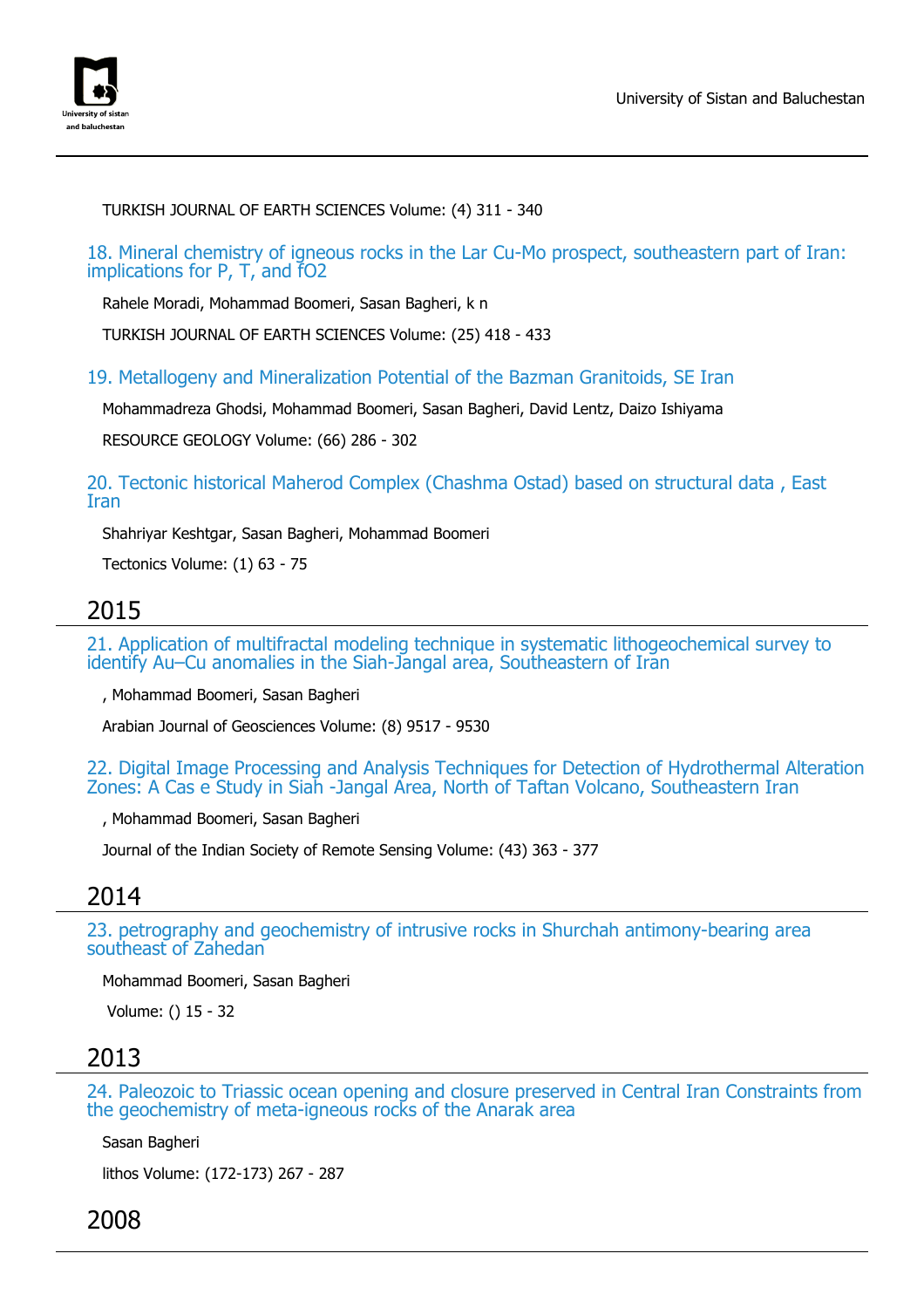TURKISH JOURNAL OF EARTH SCIENCES Volume: (4) 311 - 340

### 18. Mineral chemistry of igneous rocks in the Lar Cu-Mo prospect, southeastern part of Iran: implications for P, T, and fO2

Rahele Moradi, Mohammad Boomeri, Sasan Bagheri, k n

TURKISH JOURNAL OF EARTH SCIENCES Volume: (25) 418 - 433

### 19. Metallogeny and Mineralization Potential of the Bazman Granitoids, SE Iran

Mohammadreza Ghodsi, Mohammad Boomeri, Sasan Bagheri, David Lentz, Daizo Ishiyama

RESOURCE GEOLOGY Volume: (66) 286 - 302

### 20. Tectonic historical Maherod Complex (Chashma Ostad) based on structural data , East Iran

Shahriyar Keshtgar, Sasan Bagheri, Mohammad Boomeri

Tectonics Volume: (1) 63 - 75

## 2015

### 21. Application of multifractal modeling technique in systematic lithogeochemical survey to identify Au–Cu anomalies in the Siah-Jangal area, Southeastern of Iran

, Mohammad Boomeri, Sasan Bagheri

Arabian Journal of Geosciences Volume: (8) 9517 - 9530

### 22. Digital Image Processing and Analysis Techniques for Detection of Hydrothermal Alteration Zones: A Cas e Study in Siah -Jangal Area, North of Taftan Volcano, Southeastern Iran

, Mohammad Boomeri, Sasan Bagheri

Journal of the Indian Society of Remote Sensing Volume: (43) 363 - 377

## 2014

### 23. petrography and geochemistry of intrusive rocks in Shurchah antimony-bearing area southeast of Zahedan

Mohammad Boomeri, Sasan Bagheri

Volume: () 15 - 32

## 2013

### 24. Paleozoic to Triassic ocean opening and closure preserved in Central Iran Constraints from the geochemistry of meta-igneous rocks of the Anarak area

Sasan Bagheri

lithos Volume: (172-173) 267 - 287

## 2008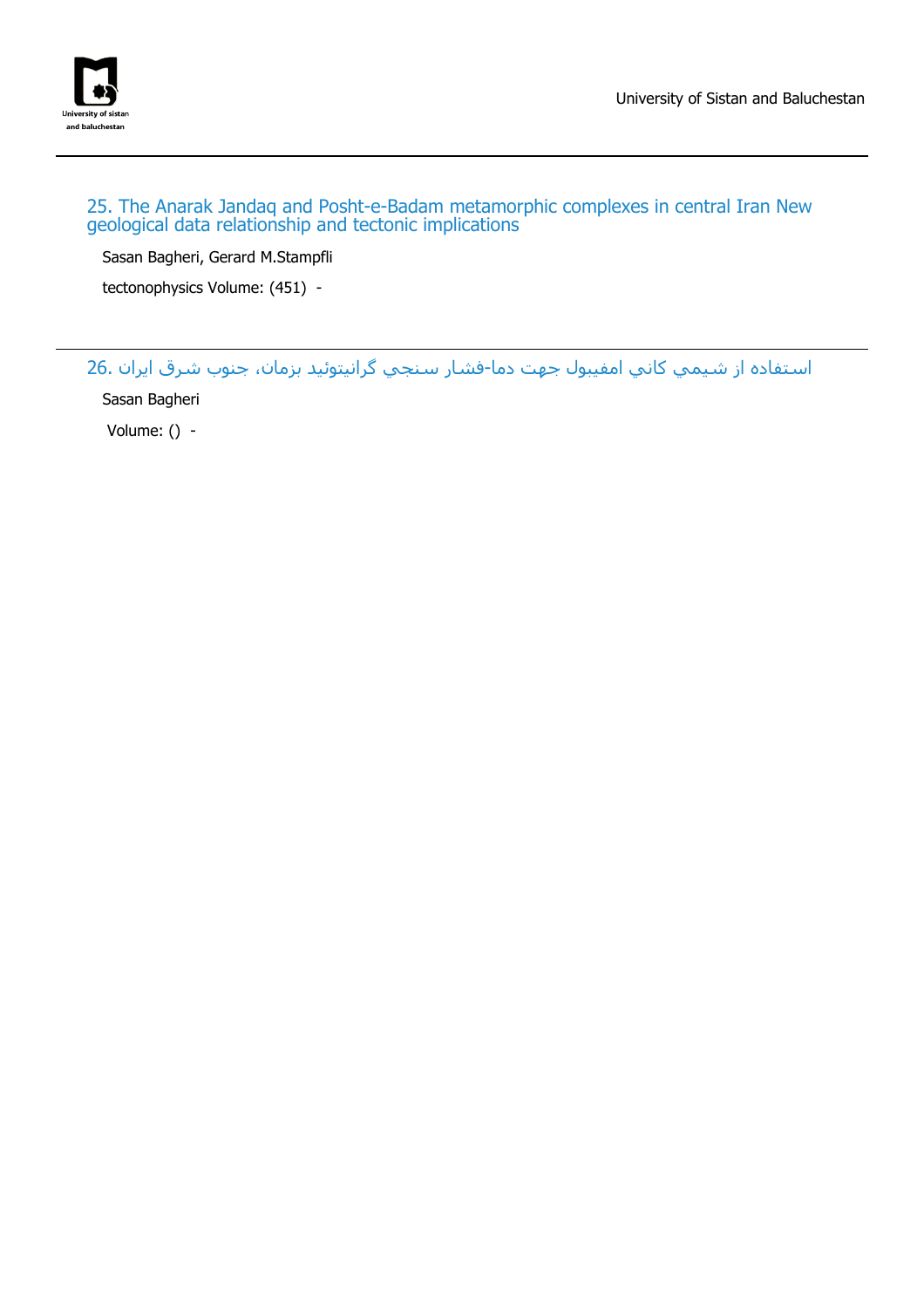25. The Anarak Jandaq and Posht-e-Badam metamorphic complexes in central Iran New geological data relationship and tectonic implications

Sasan Bagheri, Gerard M.Stampfli

tectonophysics Volume: (451) -

---

26. استفاده از شيمي كاني امفيبول جهت دما-فشار سنجي گرانيتوئيد بزمان، جنوب شرق ايران

Sasan Bagheri

Volume: () -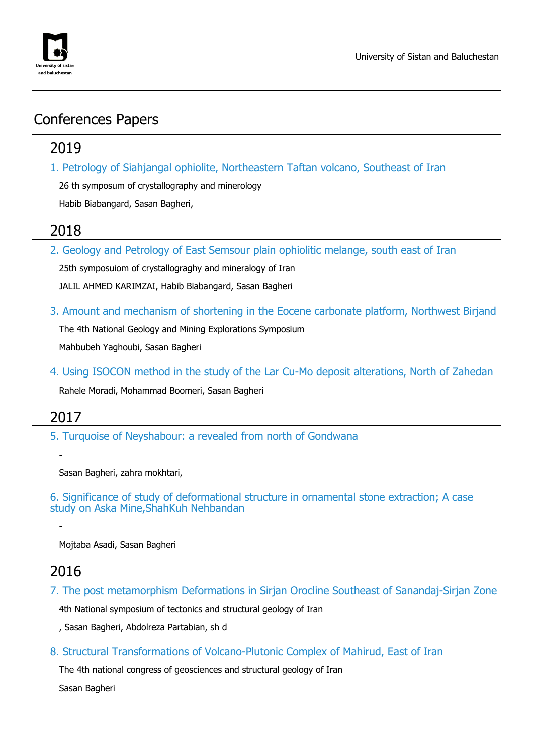# Conferences Papers

## 2019

### 1. Petrology of Siahjangal ophiolite, Northeastern Taftan volcano, Southeast of Iran

26 th symposum of crystallography and minerology

Habib Biabangard, Sasan Bagheri,

## 2018

### 2. Geology and Petrology of East Semsour plain ophiolitic melange, south east of Iran

25th symposuiom of crystallograghy and mineralogy of Iran

JALIL AHMED KARIMZAI, Habib Biabangard, Sasan Bagheri

### 3. Amount and mechanism of shortening in the Eocene carbonate platform, Northwest Birjand

The 4th National Geology and Mining Explorations Symposium

Mahbubeh Yaghoubi, Sasan Bagheri

### 4. Using ISOCON method in the study of the Lar Cu-Mo deposit alterations, North of Zahedan

Rahele Moradi, Mohammad Boomeri, Sasan Bagheri

## 2017

### 5. Turquoise of Neyshabour: a revealed from north of Gondwana

-

Sasan Bagheri, zahra mokhtari,

### 6. Significance of study of deformational structure in ornamental stone extraction; A case study on Aska Mine,ShahKuh Nehbandan

-

Mojtaba Asadi, Sasan Bagheri

## 2016

### 7. The post metamorphism Deformations in Sirjan Orocline Southeast of Sanandaj-Sirjan Zone

4th National symposium of tectonics and structural geology of Iran

, Sasan Bagheri, Abdolreza Partabian, sh d

### 8. Structural Transformations of Volcano-Plutonic Complex of Mahirud, East of Iran

The 4th national congress of geosciences and structural geology of Iran

Sasan Bagheri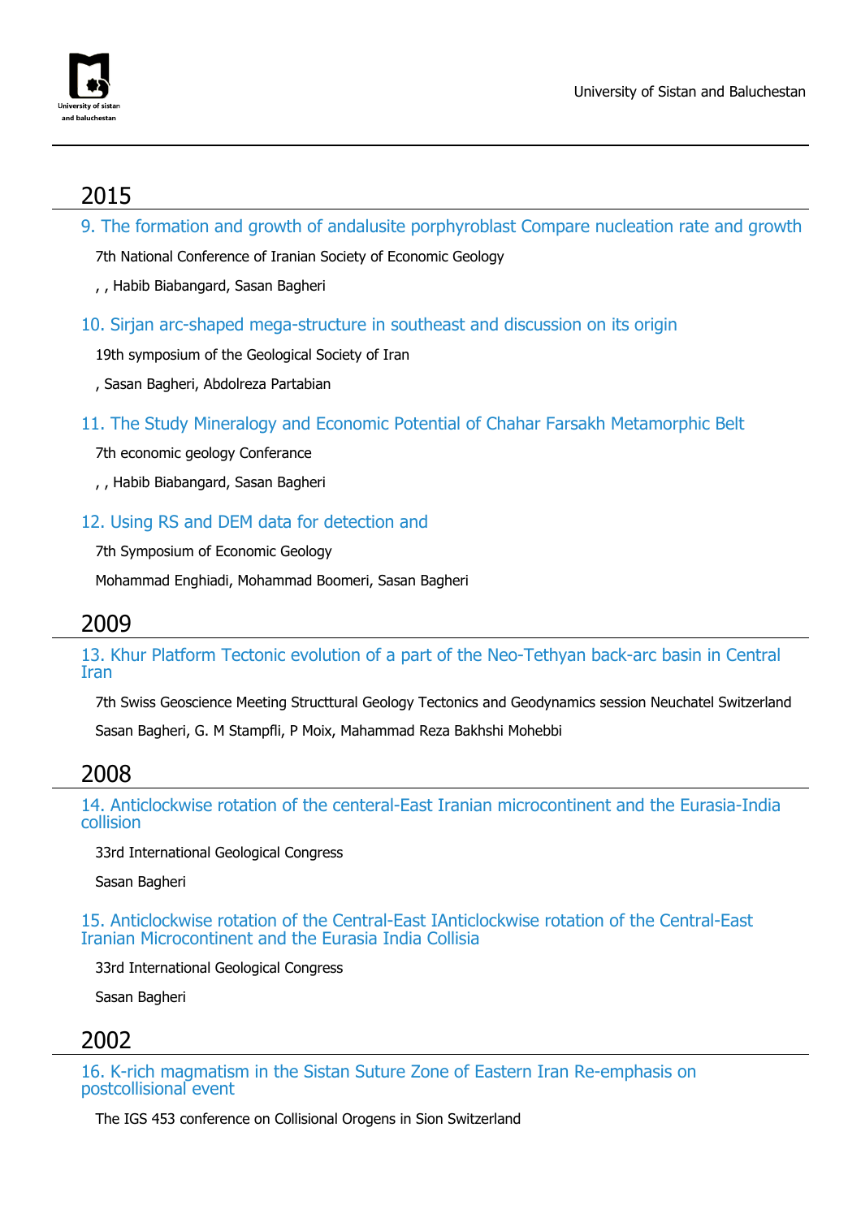## 2015

### 9. The formation and growth of andalusite porphyroblast Compare nucleation rate and growth

7th National Conference of Iranian Society of Economic Geology

, , Habib Biabangard, Sasan Bagheri

### 10. Sirjan arc-shaped mega-structure in southeast and discussion on its origin

19th symposium of the Geological Society of Iran

, Sasan Bagheri, Abdolreza Partabian

### 11. The Study Mineralogy and Economic Potential of Chahar Farsakh Metamorphic Belt

7th economic geology Conferance

, , Habib Biabangard, Sasan Bagheri

### 12. Using RS and DEM data for detection and

7th Symposium of Economic Geology

Mohammad Enghiadi, Mohammad Boomeri, Sasan Bagheri

## 2009

### 13. Khur Platform Tectonic evolution of a part of the Neo-Tethyan back-arc basin in Central Iran

7th Swiss Geoscience Meeting Structtural Geology Tectonics and Geodynamics session Neuchatel Switzerland

Sasan Bagheri, G. M Stampfli, P Moix, Mahammad Reza Bakhshi Mohebbi

## 2008

### 14. Anticlockwise rotation of the centeral-East Iranian microcontinent and the Eurasia-India collision

33rd International Geological Congress

Sasan Bagheri

### 15. Anticlockwise rotation of the Central-East IAnticlockwise rotation of the Central-East Iranian Microcontinent and the Eurasia India Collisia

33rd International Geological Congress

Sasan Bagheri

## 2002

### 16. K-rich magmatism in the Sistan Suture Zone of Eastern Iran Re-emphasis on postcollisional event

The IGS 453 conference on Collisional Orogens in Sion Switzerland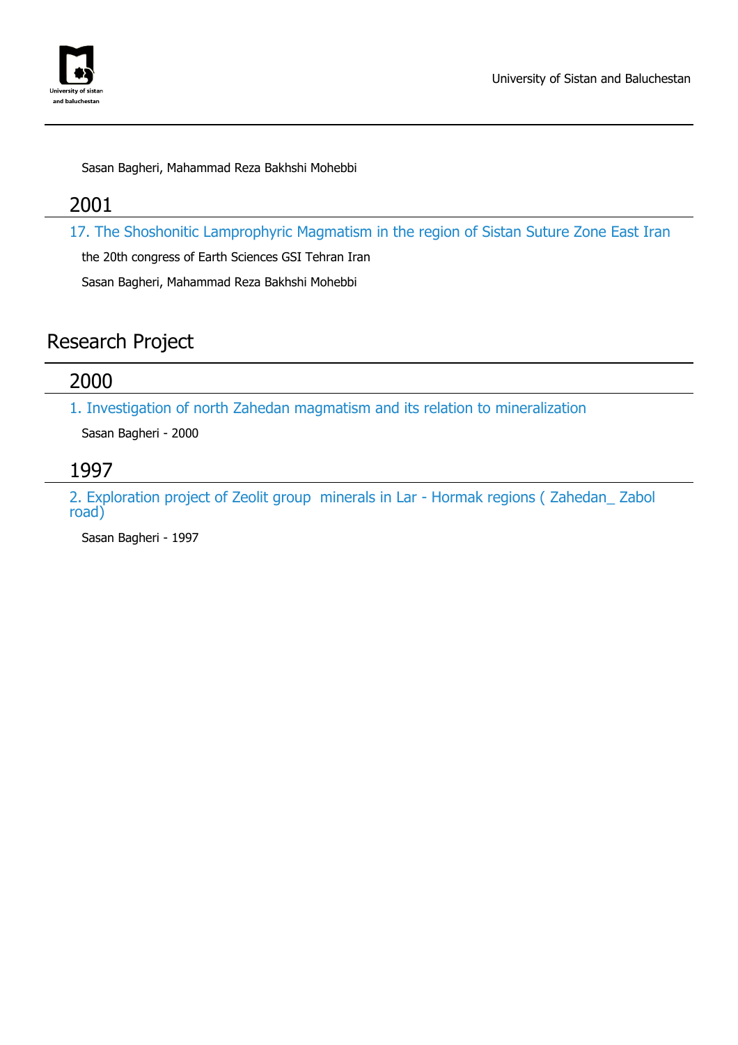Sasan Bagheri, Mahammad Reza Bakhshi Mohebbi

### 2001

17. The Shoshonitic Lamprophyric Magmatism in the region of Sistan Suture Zone East Iran

the 20th congress of Earth Sciences GSI Tehran Iran

Sasan Bagheri, Mahammad Reza Bakhshi Mohebbi

## Research Project

### 2000

1. Investigation of north Zahedan magmatism and its relation to mineralization

Sasan Bagheri - 2000

### 1997

2. Exploration project of Zeolit group  minerals in Lar - Hormak regions ( Zahedan_ Zabol road)

Sasan Bagheri - 1997